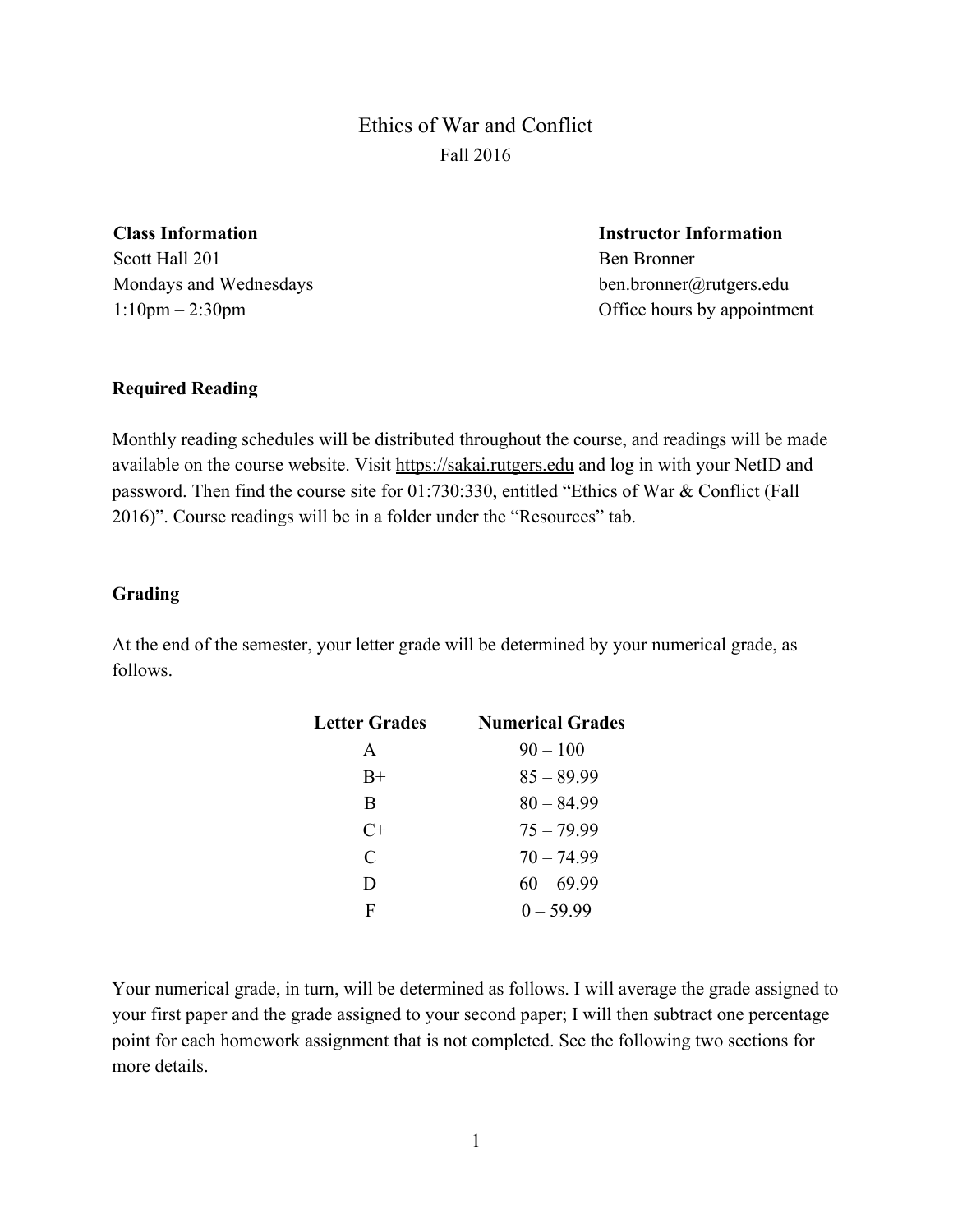# Ethics of War and Conflict

Fall 2016

**Class Information**
Scott Hall 201
Mondays and Wednesdays
1:10pm – 2:30pm

**Instructor Information**
Ben Bronner
ben.bronner@rutgers.edu
Office hours by appointment

### Required Reading

Monthly reading schedules will be distributed throughout the course, and readings will be made available on the course website. Visit https://sakai.rutgers.edu and log in with your NetID and password. Then find the course site for 01:730:330, entitled "Ethics of War & Conflict (Fall 2016)". Course readings will be in a folder under the "Resources" tab.

### Grading

At the end of the semester, your letter grade will be determined by your numerical grade, as follows.

| Letter Grades | Numerical Grades |
| --- | --- |
| A | 90 – 100 |
| B+ | 85 – 89.99 |
| B | 80 – 84.99 |
| C+ | 75 – 79.99 |
| C | 70 – 74.99 |
| D | 60 – 69.99 |
| F | 0 – 59.99 |

Your numerical grade, in turn, will be determined as follows. I will average the grade assigned to your first paper and the grade assigned to your second paper; I will then subtract one percentage point for each homework assignment that is not completed. See the following two sections for more details.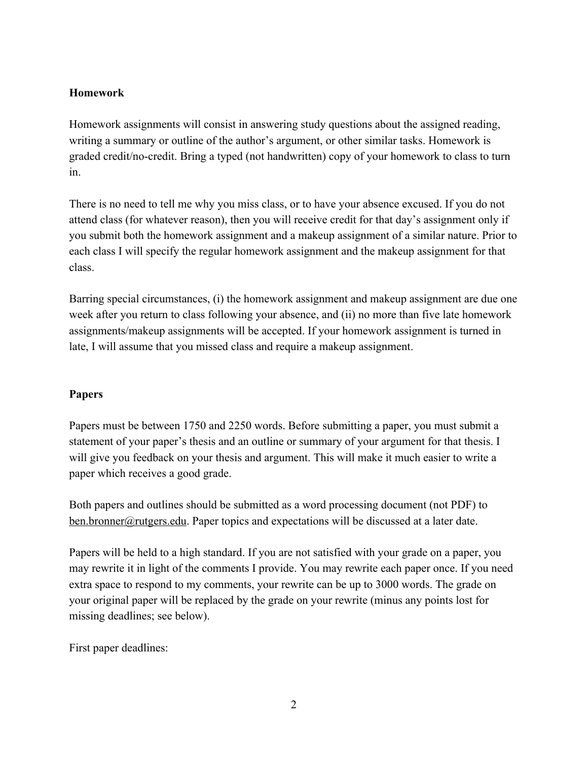**Homework**

Homework assignments will consist in answering study questions about the assigned reading, writing a summary or outline of the author's argument, or other similar tasks. Homework is graded credit/no-credit. Bring a typed (not handwritten) copy of your homework to class to turn in.

There is no need to tell me why you miss class, or to have your absence excused. If you do not attend class (for whatever reason), then you will receive credit for that day's assignment only if you submit both the homework assignment and a makeup assignment of a similar nature. Prior to each class I will specify the regular homework assignment and the makeup assignment for that class.

Barring special circumstances, (i) the homework assignment and makeup assignment are due one week after you return to class following your absence, and (ii) no more than five late homework assignments/makeup assignments will be accepted. If your homework assignment is turned in late, I will assume that you missed class and require a makeup assignment.

**Papers**

Papers must be between 1750 and 2250 words. Before submitting a paper, you must submit a statement of your paper's thesis and an outline or summary of your argument for that thesis. I will give you feedback on your thesis and argument. This will make it much easier to write a paper which receives a good grade.

Both papers and outlines should be submitted as a word processing document (not PDF) to ben.bronner@rutgers.edu. Paper topics and expectations will be discussed at a later date.

Papers will be held to a high standard. If you are not satisfied with your grade on a paper, you may rewrite it in light of the comments I provide. You may rewrite each paper once. If you need extra space to respond to my comments, your rewrite can be up to 3000 words. The grade on your original paper will be replaced by the grade on your rewrite (minus any points lost for missing deadlines; see below).

First paper deadlines: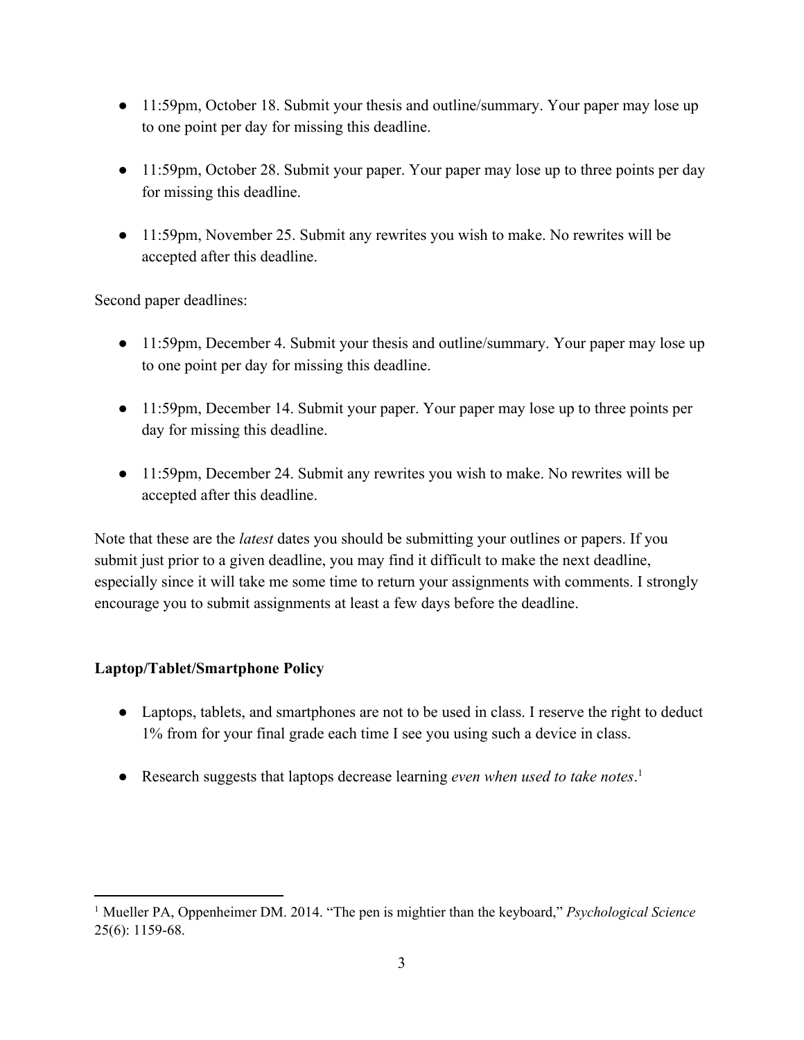- 11:59pm, October 18. Submit your thesis and outline/summary. Your paper may lose up to one point per day for missing this deadline.

- 11:59pm, October 28. Submit your paper. Your paper may lose up to three points per day for missing this deadline.

- 11:59pm, November 25. Submit any rewrites you wish to make. No rewrites will be accepted after this deadline.

Second paper deadlines:

- 11:59pm, December 4. Submit your thesis and outline/summary. Your paper may lose up to one point per day for missing this deadline.

- 11:59pm, December 14. Submit your paper. Your paper may lose up to three points per day for missing this deadline.

- 11:59pm, December 24. Submit any rewrites you wish to make. No rewrites will be accepted after this deadline.

Note that these are the *latest* dates you should be submitting your outlines or papers. If you submit just prior to a given deadline, you may find it difficult to make the next deadline, especially since it will take me some time to return your assignments with comments. I strongly encourage you to submit assignments at least a few days before the deadline.

**Laptop/Tablet/Smartphone Policy**

- Laptops, tablets, and smartphones are not to be used in class. I reserve the right to deduct 1% from for your final grade each time I see you using such a device in class.

- Research suggests that laptops decrease learning *even when used to take notes*.[1]

---

[1] Mueller PA, Oppenheimer DM. 2014. "The pen is mightier than the keyboard," *Psychological Science* 25(6): 1159-68.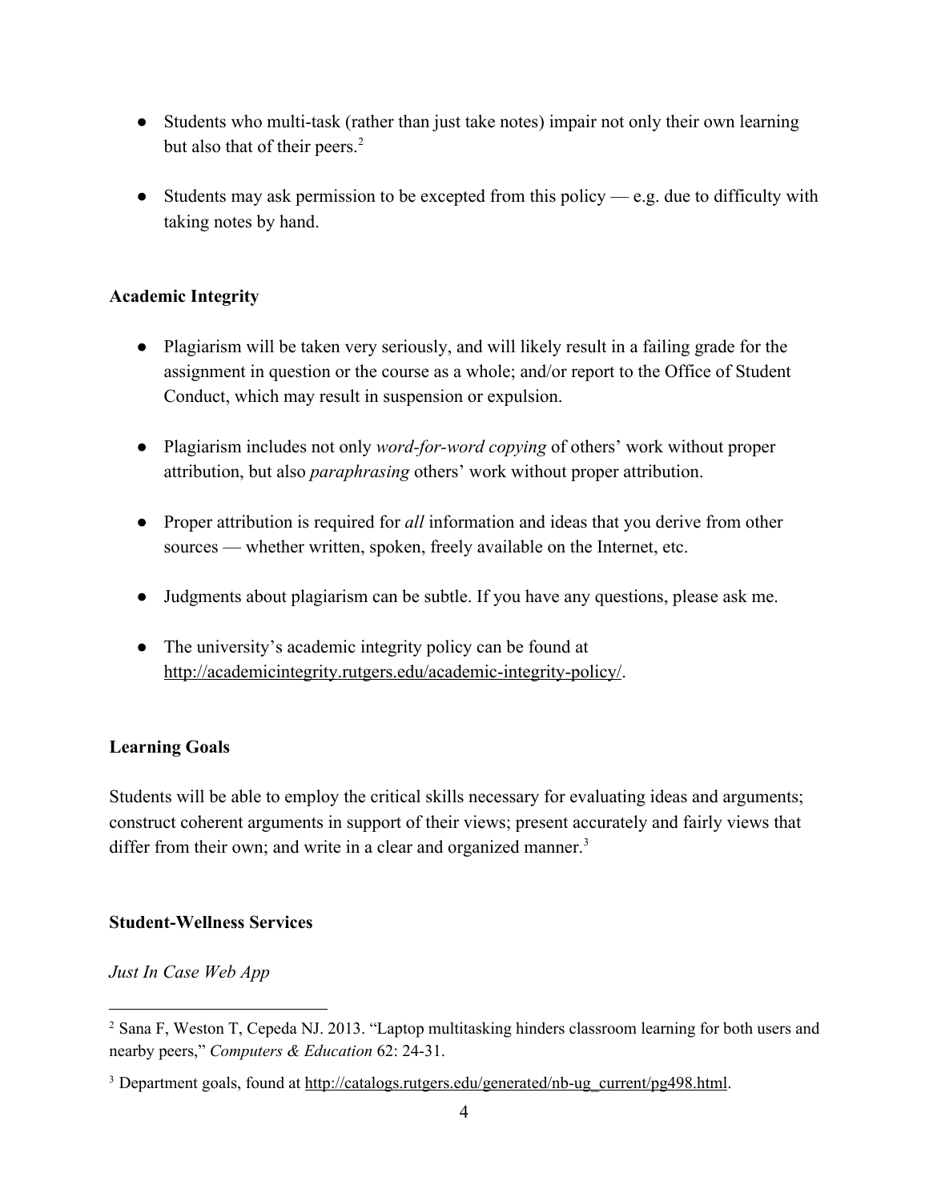- Students who multi-task (rather than just take notes) impair not only their own learning but also that of their peers.[2]

- Students may ask permission to be excepted from this policy — e.g. due to difficulty with taking notes by hand.

**Academic Integrity**

- Plagiarism will be taken very seriously, and will likely result in a failing grade for the assignment in question or the course as a whole; and/or report to the Office of Student Conduct, which may result in suspension or expulsion.

- Plagiarism includes not only *word-for-word copying* of others' work without proper attribution, but also *paraphrasing* others' work without proper attribution.

- Proper attribution is required for *all* information and ideas that you derive from other sources — whether written, spoken, freely available on the Internet, etc.

- Judgments about plagiarism can be subtle. If you have any questions, please ask me.

- The university's academic integrity policy can be found at http://academicintegrity.rutgers.edu/academic-integrity-policy/.

**Learning Goals**

Students will be able to employ the critical skills necessary for evaluating ideas and arguments; construct coherent arguments in support of their views; present accurately and fairly views that differ from their own; and write in a clear and organized manner.[3]

**Student-Wellness Services**

*Just In Case Web App*

---

[2] Sana F, Weston T, Cepeda NJ. 2013. "Laptop multitasking hinders classroom learning for both users and nearby peers," *Computers & Education* 62: 24-31.

[3] Department goals, found at http://catalogs.rutgers.edu/generated/nb-ug_current/pg498.html.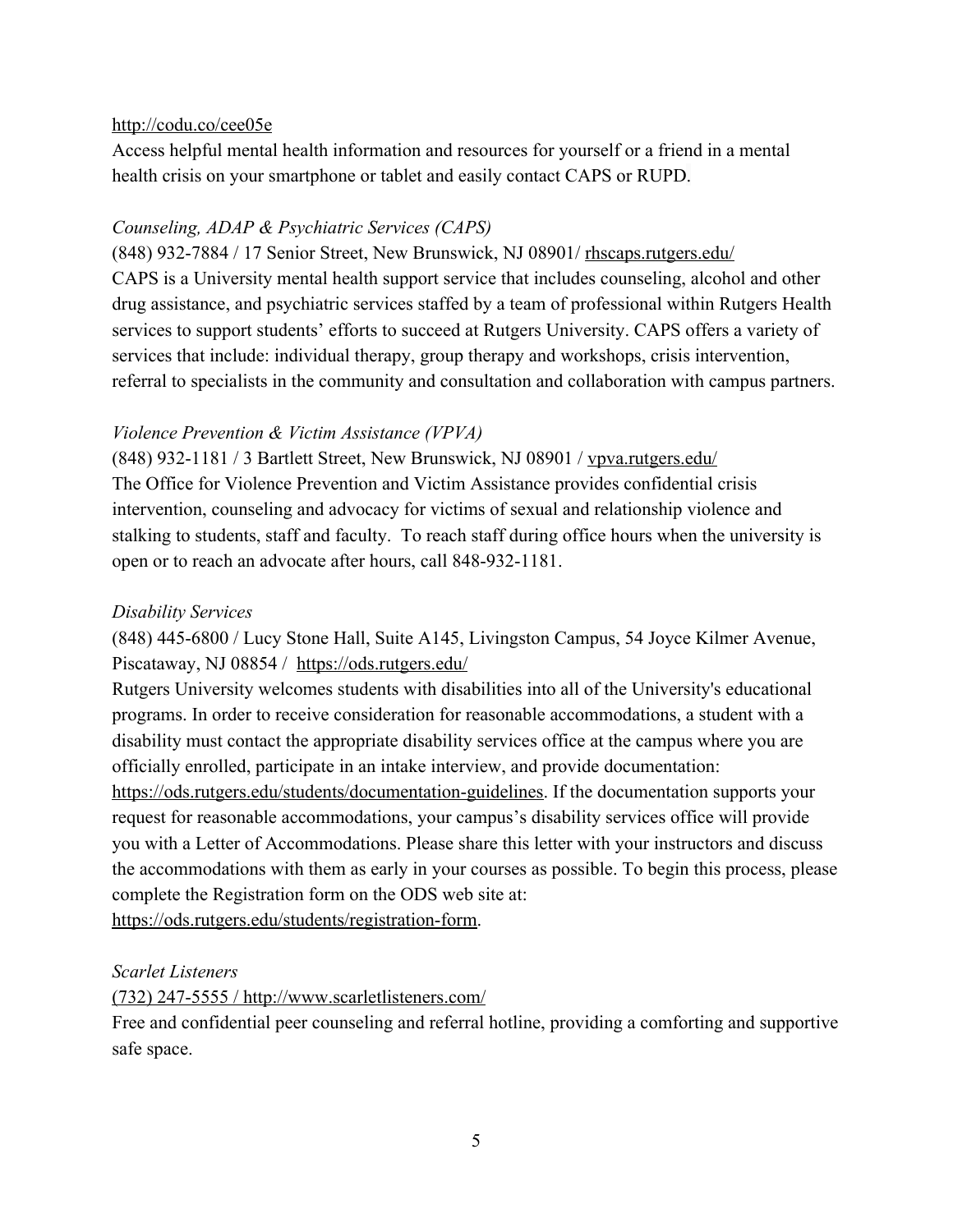http://codu.co/cee05e

Access helpful mental health information and resources for yourself or a friend in a mental health crisis on your smartphone or tablet and easily contact CAPS or RUPD.

*Counseling, ADAP & Psychiatric Services (CAPS)*

(848) 932-7884 / 17 Senior Street, New Brunswick, NJ 08901/ rhscaps.rutgers.edu/

CAPS is a University mental health support service that includes counseling, alcohol and other drug assistance, and psychiatric services staffed by a team of professional within Rutgers Health services to support students' efforts to succeed at Rutgers University. CAPS offers a variety of services that include: individual therapy, group therapy and workshops, crisis intervention, referral to specialists in the community and consultation and collaboration with campus partners.

*Violence Prevention & Victim Assistance (VPVA)*

(848) 932-1181 / 3 Bartlett Street, New Brunswick, NJ 08901 / vpva.rutgers.edu/

The Office for Violence Prevention and Victim Assistance provides confidential crisis intervention, counseling and advocacy for victims of sexual and relationship violence and stalking to students, staff and faculty. To reach staff during office hours when the university is open or to reach an advocate after hours, call 848-932-1181.

*Disability Services*

(848) 445-6800 / Lucy Stone Hall, Suite A145, Livingston Campus, 54 Joyce Kilmer Avenue, Piscataway, NJ 08854 / https://ods.rutgers.edu/

Rutgers University welcomes students with disabilities into all of the University's educational programs. In order to receive consideration for reasonable accommodations, a student with a disability must contact the appropriate disability services office at the campus where you are officially enrolled, participate in an intake interview, and provide documentation: https://ods.rutgers.edu/students/documentation-guidelines. If the documentation supports your request for reasonable accommodations, your campus's disability services office will provide you with a Letter of Accommodations. Please share this letter with your instructors and discuss the accommodations with them as early in your courses as possible. To begin this process, please complete the Registration form on the ODS web site at: https://ods.rutgers.edu/students/registration-form.

*Scarlet Listeners*

(732) 247-5555 / http://www.scarletlisteners.com/

Free and confidential peer counseling and referral hotline, providing a comforting and supportive safe space.